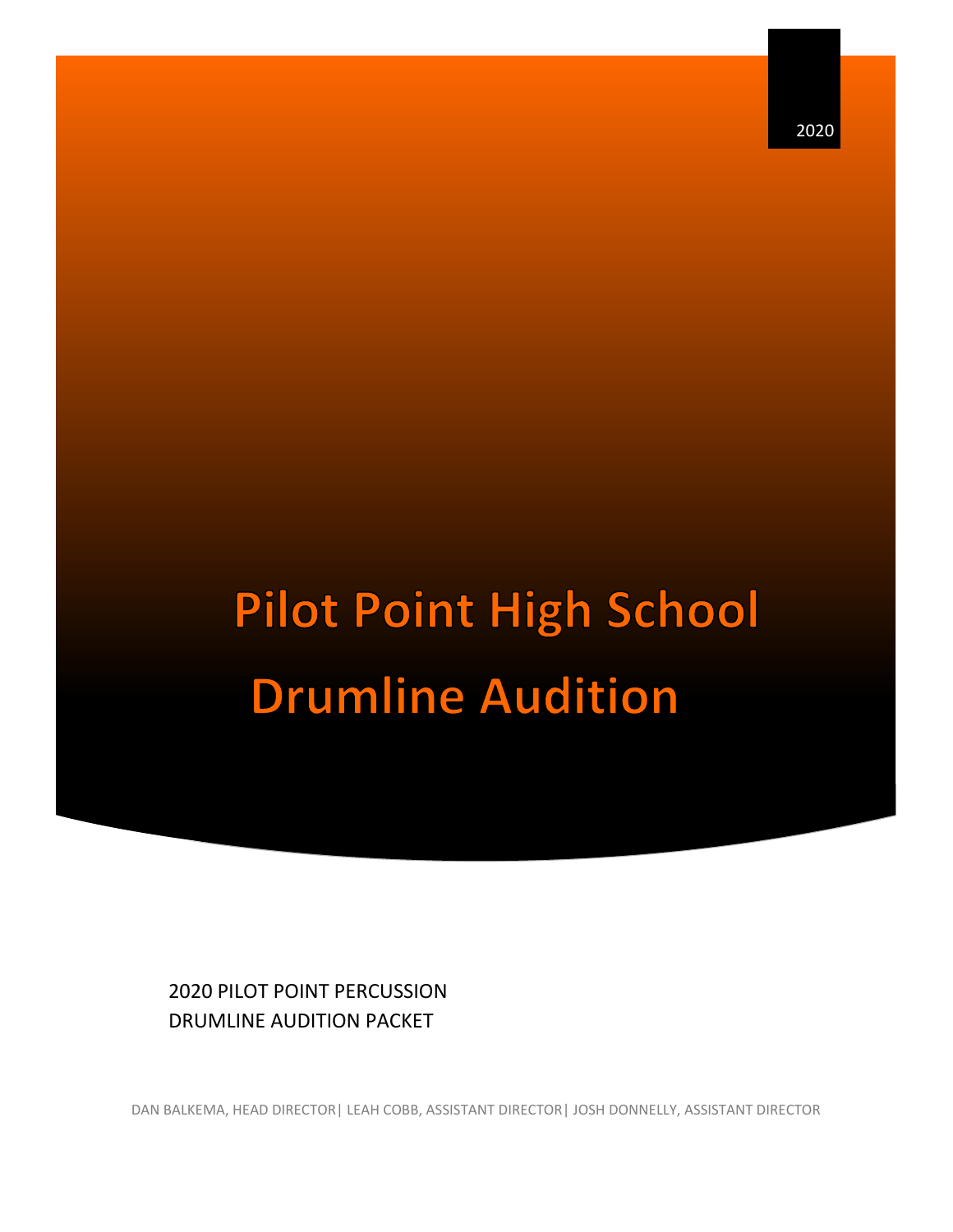2020

# Pilot Point High School

# Drumline Audition

2020 PILOT POINT PERCUSSION
DRUMLINE AUDITION PACKET

DAN BALKEMA, HEAD DIRECTOR| LEAH COBB, ASSISTANT DIRECTOR| JOSH DONNELLY, ASSISTANT DIRECTOR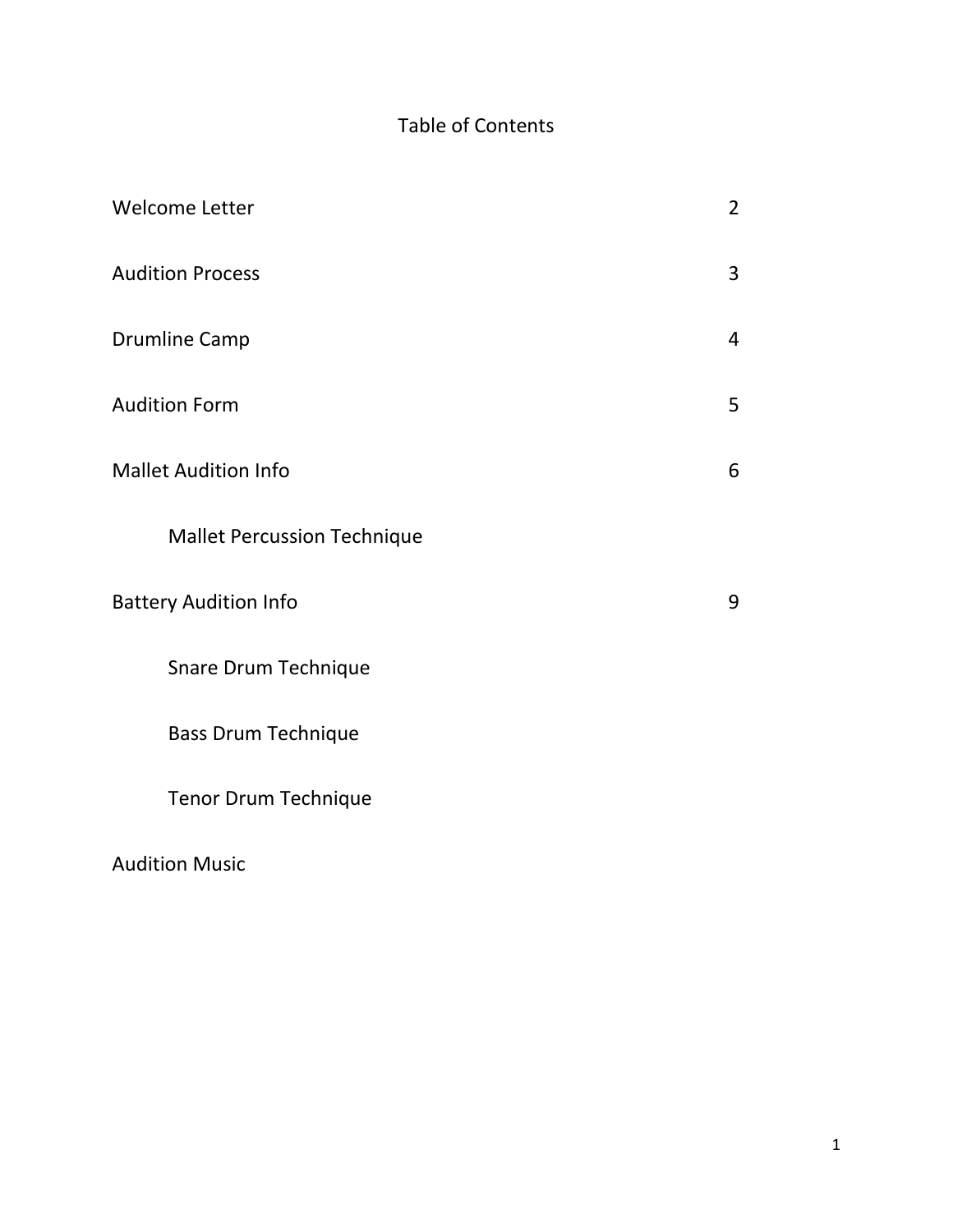# Table of Contents

| | |
|---|---|
| Welcome Letter | 2 |
| Audition Process | 3 |
| Drumline Camp | 4 |
| Audition Form | 5 |
| Mallet Audition Info | 6 |
| &nbsp;&nbsp;&nbsp;&nbsp;Mallet Percussion Technique | |
| Battery Audition Info | 9 |
| &nbsp;&nbsp;&nbsp;&nbsp;Snare Drum Technique | |
| &nbsp;&nbsp;&nbsp;&nbsp;Bass Drum Technique | |
| &nbsp;&nbsp;&nbsp;&nbsp;Tenor Drum Technique | |
| Audition Music | |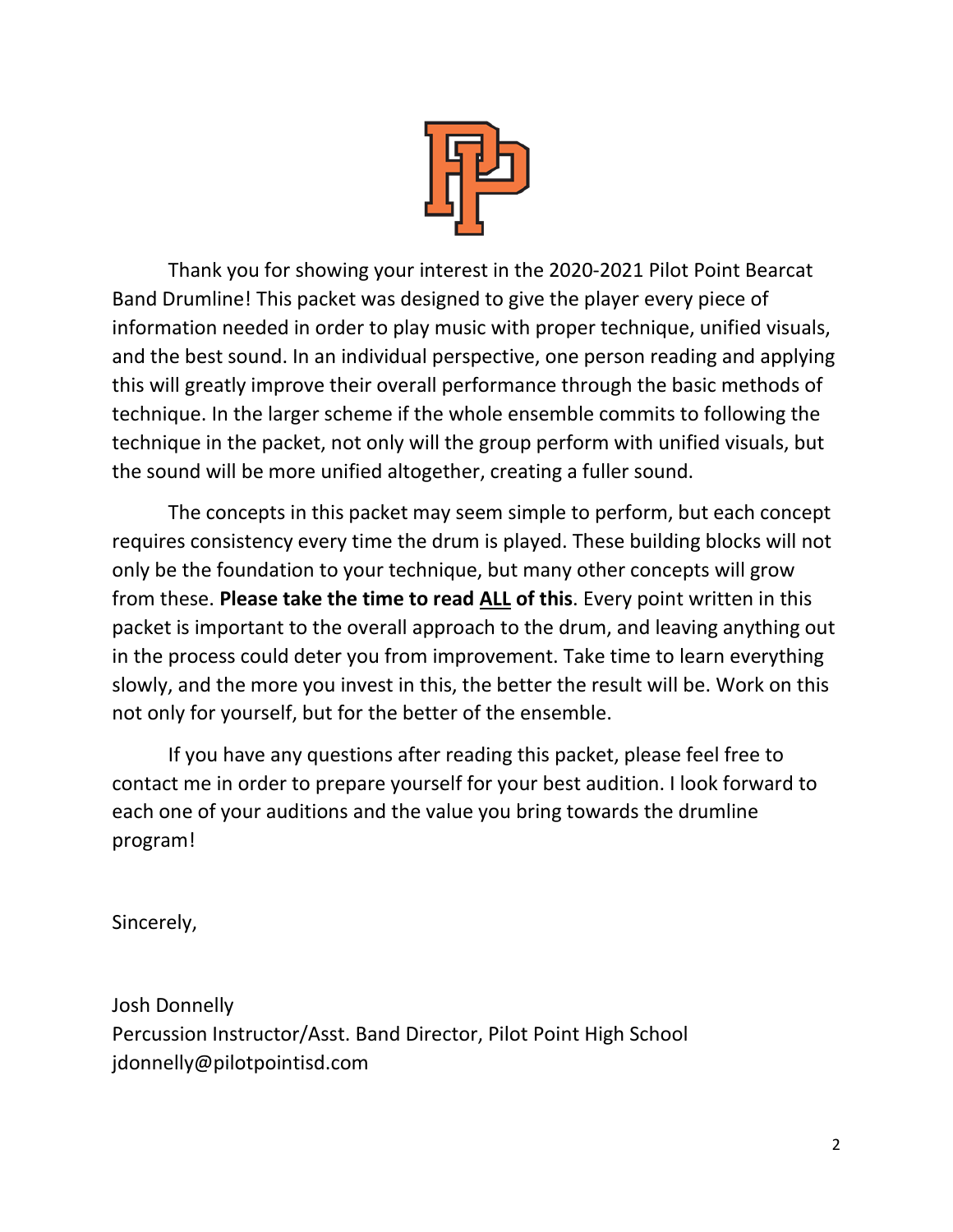Thank you for showing your interest in the 2020-2021 Pilot Point Bearcat Band Drumline! This packet was designed to give the player every piece of information needed in order to play music with proper technique, unified visuals, and the best sound. In an individual perspective, one person reading and applying this will greatly improve their overall performance through the basic methods of technique. In the larger scheme if the whole ensemble commits to following the technique in the packet, not only will the group perform with unified visuals, but the sound will be more unified altogether, creating a fuller sound.

The concepts in this packet may seem simple to perform, but each concept requires consistency every time the drum is played. These building blocks will not only be the foundation to your technique, but many other concepts will grow from these. **Please take the time to read <u>ALL</u> of this**. Every point written in this packet is important to the overall approach to the drum, and leaving anything out in the process could deter you from improvement. Take time to learn everything slowly, and the more you invest in this, the better the result will be. Work on this not only for yourself, but for the better of the ensemble.

If you have any questions after reading this packet, please feel free to contact me in order to prepare yourself for your best audition. I look forward to each one of your auditions and the value you bring towards the drumline program!

Sincerely,

Josh Donnelly
Percussion Instructor/Asst. Band Director, Pilot Point High School
jdonnelly@pilotpointisd.com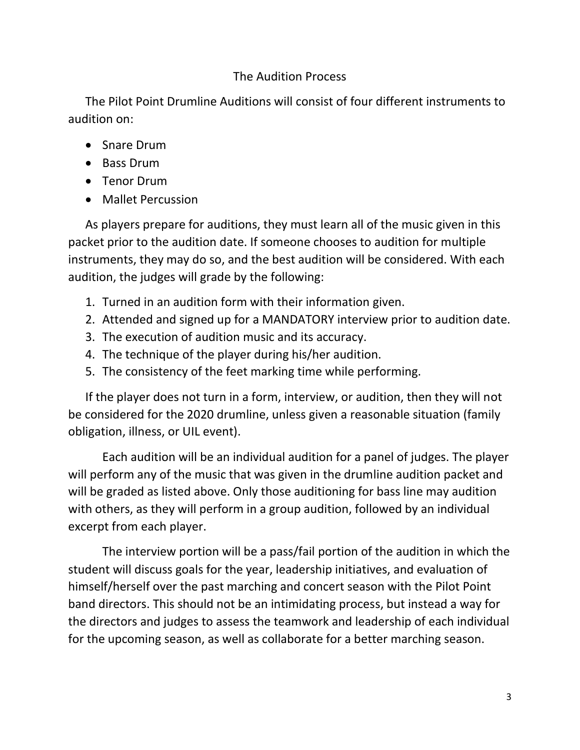## The Audition Process

The Pilot Point Drumline Auditions will consist of four different instruments to audition on:

- Snare Drum
- Bass Drum
- Tenor Drum
- Mallet Percussion

As players prepare for auditions, they must learn all of the music given in this packet prior to the audition date. If someone chooses to audition for multiple instruments, they may do so, and the best audition will be considered. With each audition, the judges will grade by the following:

1. Turned in an audition form with their information given.
2. Attended and signed up for a MANDATORY interview prior to audition date.
3. The execution of audition music and its accuracy.
4. The technique of the player during his/her audition.
5. The consistency of the feet marking time while performing.

If the player does not turn in a form, interview, or audition, then they will not be considered for the 2020 drumline, unless given a reasonable situation (family obligation, illness, or UIL event).

Each audition will be an individual audition for a panel of judges. The player will perform any of the music that was given in the drumline audition packet and will be graded as listed above. Only those auditioning for bass line may audition with others, as they will perform in a group audition, followed by an individual excerpt from each player.

The interview portion will be a pass/fail portion of the audition in which the student will discuss goals for the year, leadership initiatives, and evaluation of himself/herself over the past marching and concert season with the Pilot Point band directors. This should not be an intimidating process, but instead a way for the directors and judges to assess the teamwork and leadership of each individual for the upcoming season, as well as collaborate for a better marching season.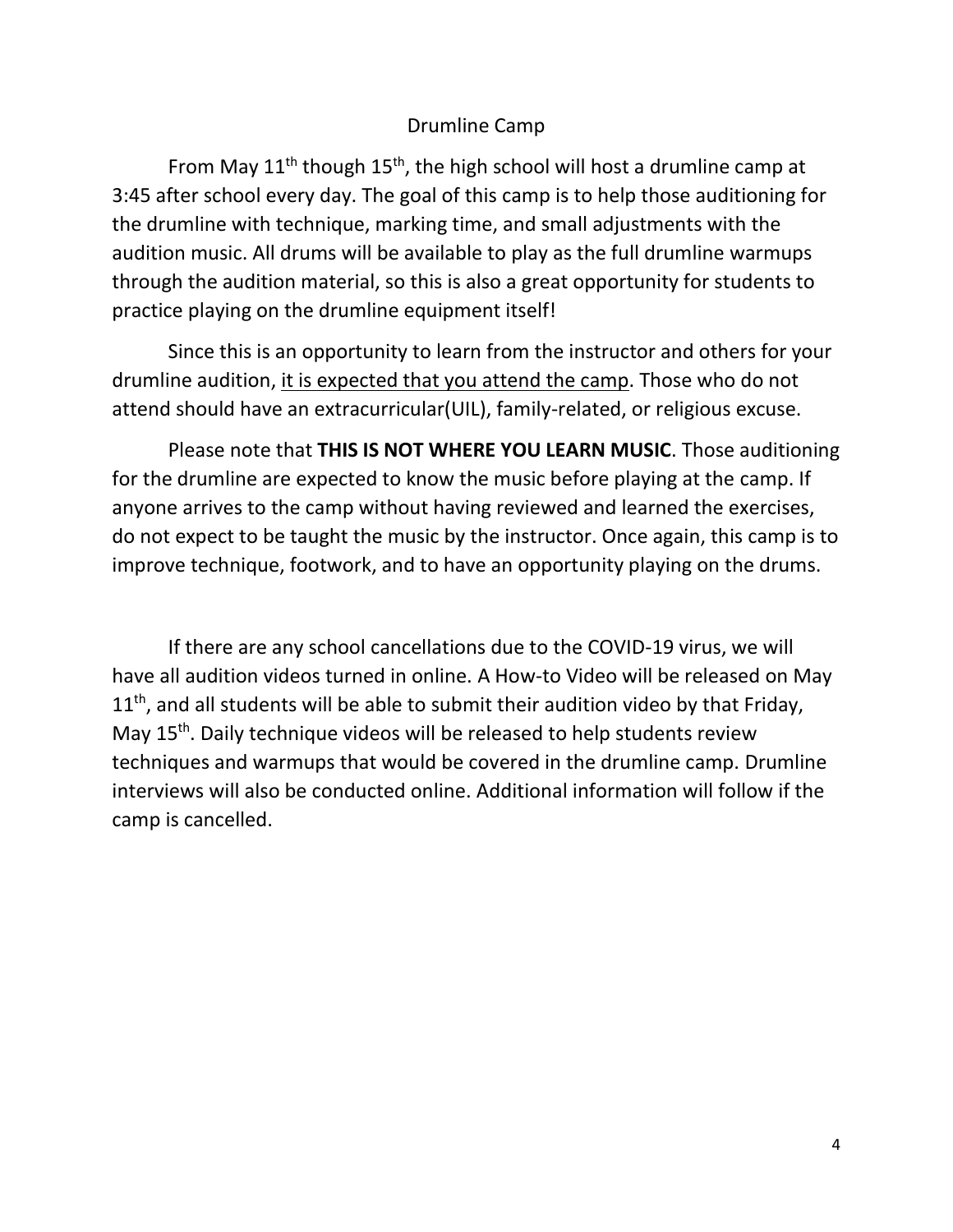## Drumline Camp

From May 11th though 15th, the high school will host a drumline camp at 3:45 after school every day. The goal of this camp is to help those auditioning for the drumline with technique, marking time, and small adjustments with the audition music. All drums will be available to play as the full drumline warmups through the audition material, so this is also a great opportunity for students to practice playing on the drumline equipment itself!

Since this is an opportunity to learn from the instructor and others for your drumline audition, <u>it is expected that you attend the camp</u>. Those who do not attend should have an extracurricular(UIL), family-related, or religious excuse.

Please note that **THIS IS NOT WHERE YOU LEARN MUSIC**. Those auditioning for the drumline are expected to know the music before playing at the camp. If anyone arrives to the camp without having reviewed and learned the exercises, do not expect to be taught the music by the instructor. Once again, this camp is to improve technique, footwork, and to have an opportunity playing on the drums.

If there are any school cancellations due to the COVID-19 virus, we will have all audition videos turned in online. A How-to Video will be released on May 11th, and all students will be able to submit their audition video by that Friday, May 15th. Daily technique videos will be released to help students review techniques and warmups that would be covered in the drumline camp. Drumline interviews will also be conducted online. Additional information will follow if the camp is cancelled.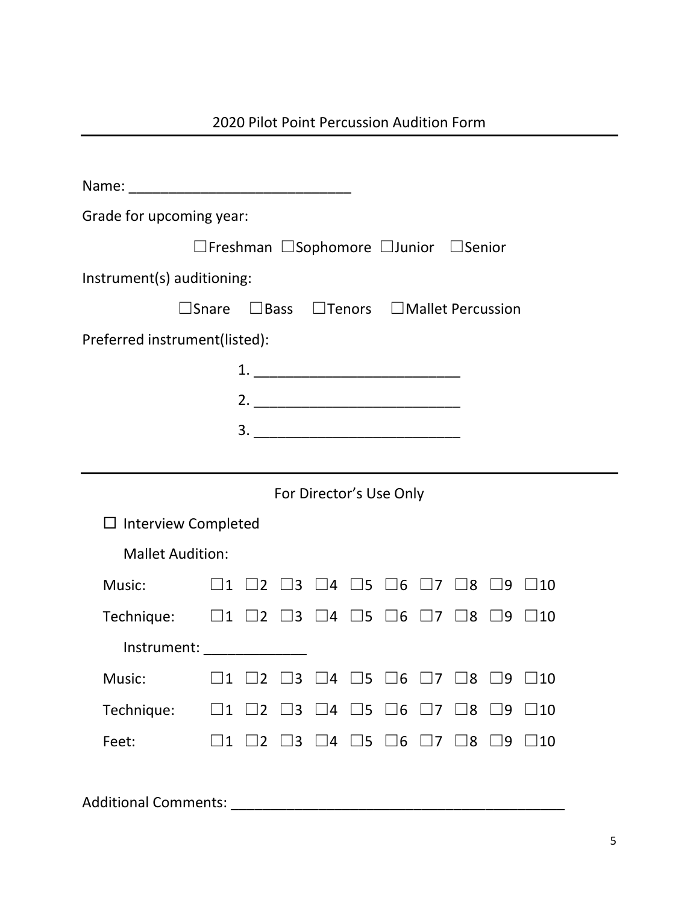## 2020 Pilot Point Percussion Audition Form

---

Name: ____________________________

Grade for upcoming year:

☐Freshman ☐Sophomore ☐Junior ☐Senior

Instrument(s) auditioning:

☐Snare ☐Bass ☐Tenors ☐Mallet Percussion

Preferred instrument(listed):

1. __________________________
2. __________________________
3. __________________________

---

For Director's Use Only

☐ Interview Completed

Mallet Audition:

Music: ☐1 ☐2 ☐3 ☐4 ☐5 ☐6 ☐7 ☐8 ☐9 ☐10

Technique: ☐1 ☐2 ☐3 ☐4 ☐5 ☐6 ☐7 ☐8 ☐9 ☐10

Instrument: _____________

Music: ☐1 ☐2 ☐3 ☐4 ☐5 ☐6 ☐7 ☐8 ☐9 ☐10

Technique: ☐1 ☐2 ☐3 ☐4 ☐5 ☐6 ☐7 ☐8 ☐9 ☐10

Feet: ☐1 ☐2 ☐3 ☐4 ☐5 ☐6 ☐7 ☐8 ☐9 ☐10

Additional Comments: ___________________________________________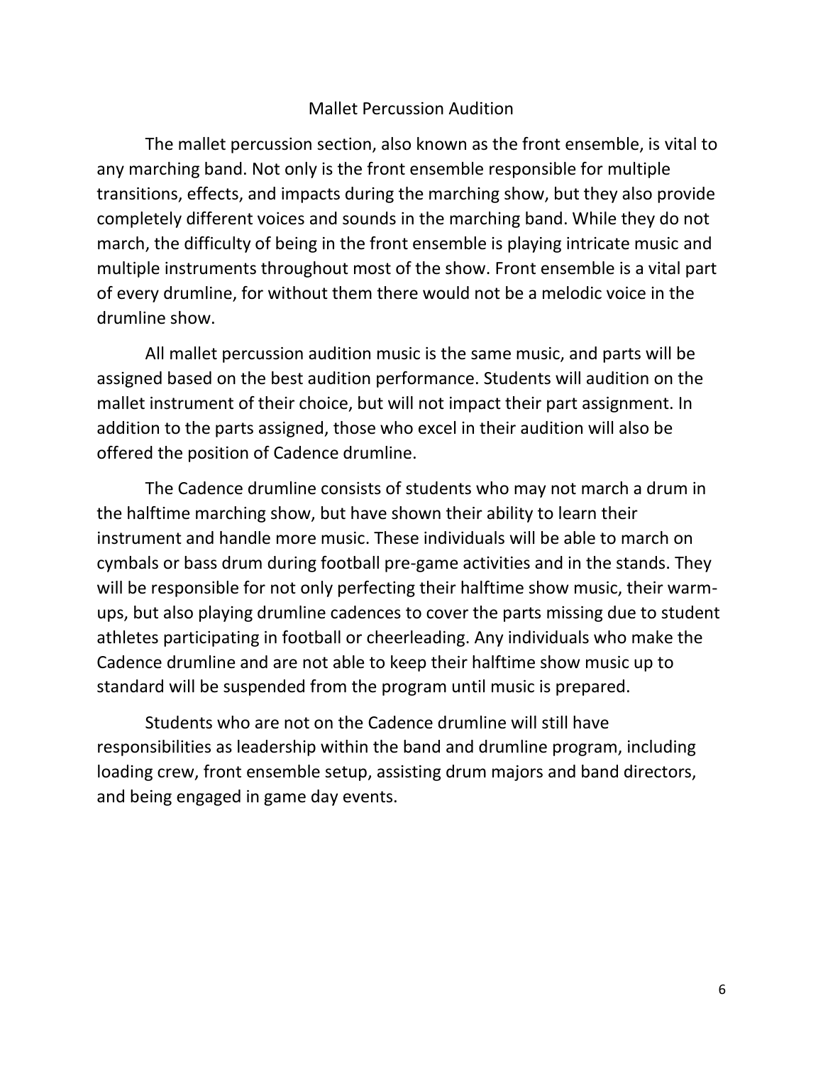# Mallet Percussion Audition

The mallet percussion section, also known as the front ensemble, is vital to any marching band. Not only is the front ensemble responsible for multiple transitions, effects, and impacts during the marching show, but they also provide completely different voices and sounds in the marching band. While they do not march, the difficulty of being in the front ensemble is playing intricate music and multiple instruments throughout most of the show. Front ensemble is a vital part of every drumline, for without them there would not be a melodic voice in the drumline show.

All mallet percussion audition music is the same music, and parts will be assigned based on the best audition performance. Students will audition on the mallet instrument of their choice, but will not impact their part assignment. In addition to the parts assigned, those who excel in their audition will also be offered the position of Cadence drumline.

The Cadence drumline consists of students who may not march a drum in the halftime marching show, but have shown their ability to learn their instrument and handle more music. These individuals will be able to march on cymbals or bass drum during football pre-game activities and in the stands. They will be responsible for not only perfecting their halftime show music, their warm-ups, but also playing drumline cadences to cover the parts missing due to student athletes participating in football or cheerleading. Any individuals who make the Cadence drumline and are not able to keep their halftime show music up to standard will be suspended from the program until music is prepared.

Students who are not on the Cadence drumline will still have responsibilities as leadership within the band and drumline program, including loading crew, front ensemble setup, assisting drum majors and band directors, and being engaged in game day events.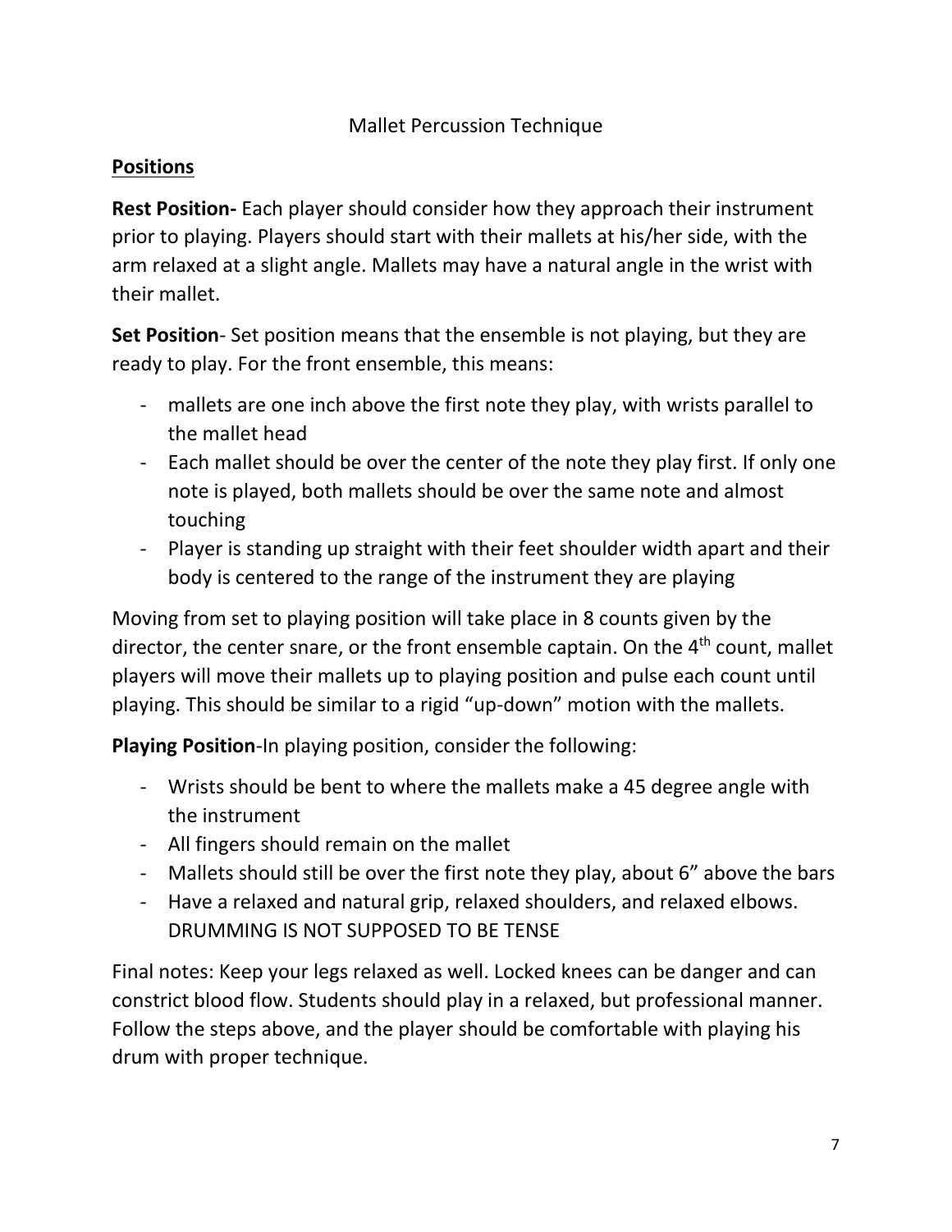# Mallet Percussion Technique

## Positions

**Rest Position-** Each player should consider how they approach their instrument prior to playing. Players should start with their mallets at his/her side, with the arm relaxed at a slight angle. Mallets may have a natural angle in the wrist with their mallet.

**Set Position**- Set position means that the ensemble is not playing, but they are ready to play. For the front ensemble, this means:

- mallets are one inch above the first note they play, with wrists parallel to the mallet head
- Each mallet should be over the center of the note they play first. If only one note is played, both mallets should be over the same note and almost touching
- Player is standing up straight with their feet shoulder width apart and their body is centered to the range of the instrument they are playing

Moving from set to playing position will take place in 8 counts given by the director, the center snare, or the front ensemble captain. On the 4th count, mallet players will move their mallets up to playing position and pulse each count until playing. This should be similar to a rigid “up-down” motion with the mallets.

**Playing Position**-In playing position, consider the following:

- Wrists should be bent to where the mallets make a 45 degree angle with the instrument
- All fingers should remain on the mallet
- Mallets should still be over the first note they play, about 6” above the bars
- Have a relaxed and natural grip, relaxed shoulders, and relaxed elbows. DRUMMING IS NOT SUPPOSED TO BE TENSE

Final notes: Keep your legs relaxed as well. Locked knees can be danger and can constrict blood flow. Students should play in a relaxed, but professional manner. Follow the steps above, and the player should be comfortable with playing his drum with proper technique.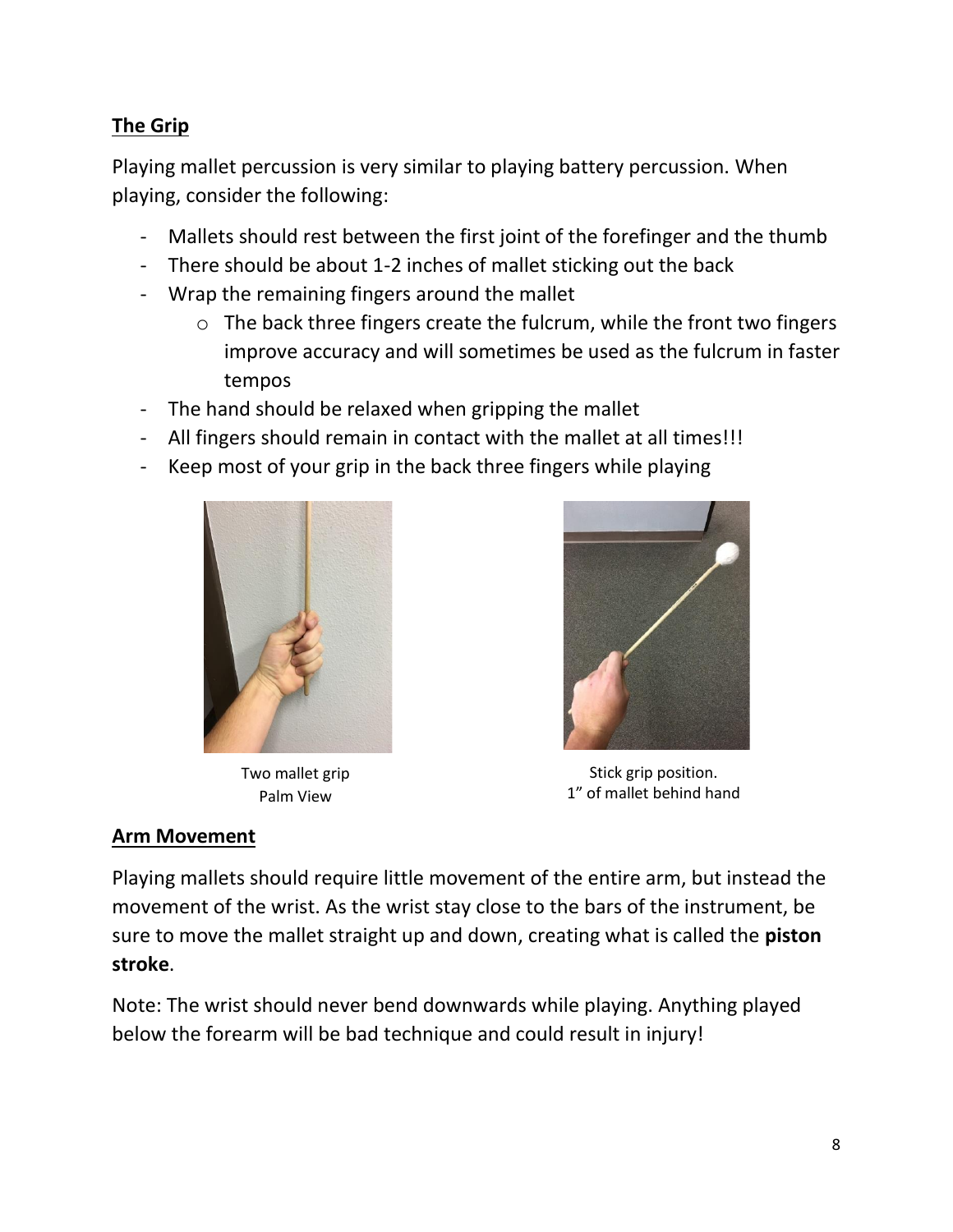## The Grip

Playing mallet percussion is very similar to playing battery percussion. When playing, consider the following:

- Mallets should rest between the first joint of the forefinger and the thumb
- There should be about 1-2 inches of mallet sticking out the back
- Wrap the remaining fingers around the mallet
  - The back three fingers create the fulcrum, while the front two fingers improve accuracy and will sometimes be used as the fulcrum in faster tempos
- The hand should be relaxed when gripping the mallet
- All fingers should remain in contact with the mallet at all times!!!
- Keep most of your grip in the back three fingers while playing

Two mallet grip
Palm View

Stick grip position.
1" of mallet behind hand

## Arm Movement

Playing mallets should require little movement of the entire arm, but instead the movement of the wrist. As the wrist stay close to the bars of the instrument, be sure to move the mallet straight up and down, creating what is called the **piston stroke**.

Note: The wrist should never bend downwards while playing. Anything played below the forearm will be bad technique and could result in injury!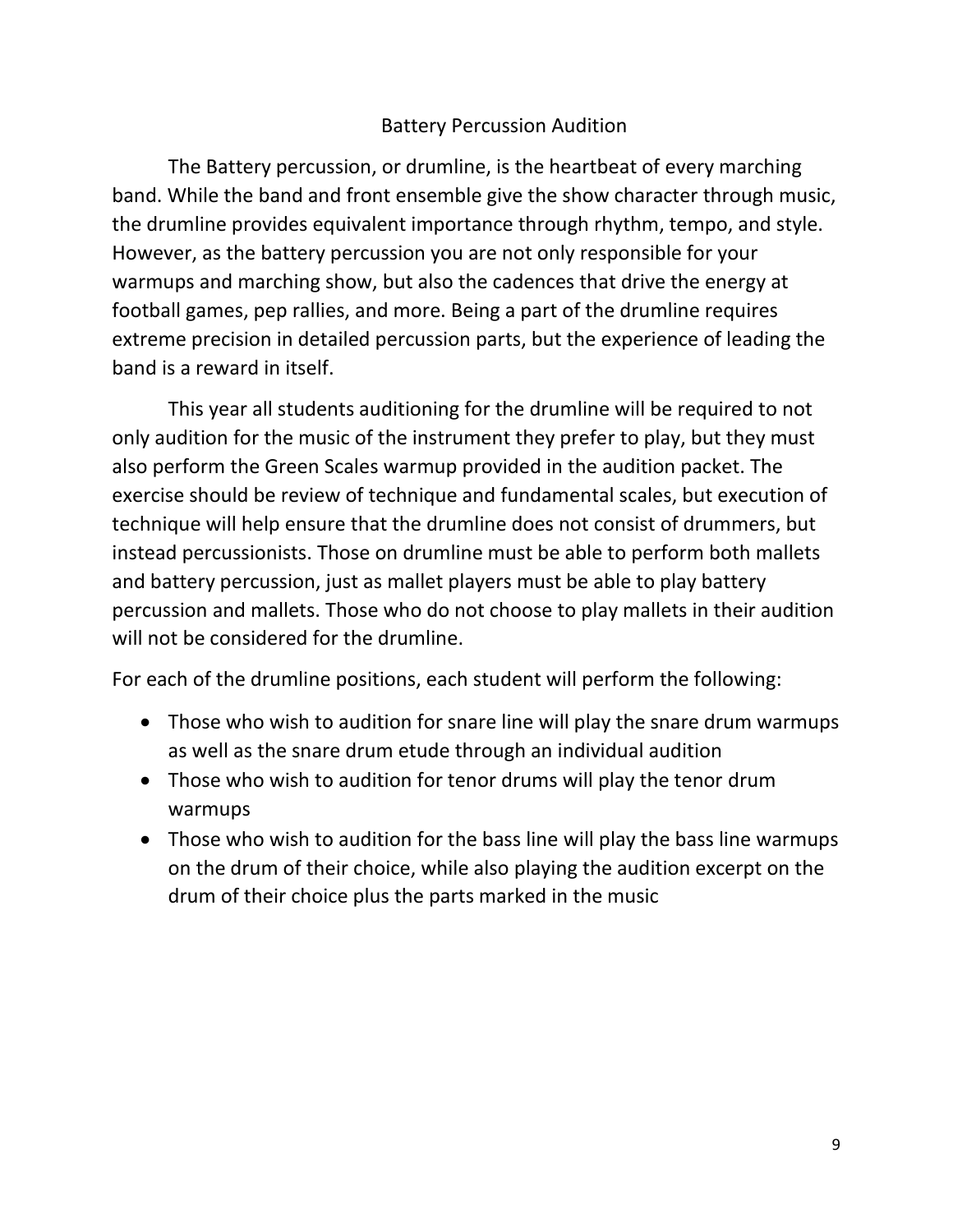# Battery Percussion Audition

The Battery percussion, or drumline, is the heartbeat of every marching band. While the band and front ensemble give the show character through music, the drumline provides equivalent importance through rhythm, tempo, and style. However, as the battery percussion you are not only responsible for your warmups and marching show, but also the cadences that drive the energy at football games, pep rallies, and more. Being a part of the drumline requires extreme precision in detailed percussion parts, but the experience of leading the band is a reward in itself.

This year all students auditioning for the drumline will be required to not only audition for the music of the instrument they prefer to play, but they must also perform the Green Scales warmup provided in the audition packet. The exercise should be review of technique and fundamental scales, but execution of technique will help ensure that the drumline does not consist of drummers, but instead percussionists. Those on drumline must be able to perform both mallets and battery percussion, just as mallet players must be able to play battery percussion and mallets. Those who do not choose to play mallets in their audition will not be considered for the drumline.

For each of the drumline positions, each student will perform the following:

- Those who wish to audition for snare line will play the snare drum warmups as well as the snare drum etude through an individual audition
- Those who wish to audition for tenor drums will play the tenor drum warmups
- Those who wish to audition for the bass line will play the bass line warmups on the drum of their choice, while also playing the audition excerpt on the drum of their choice plus the parts marked in the music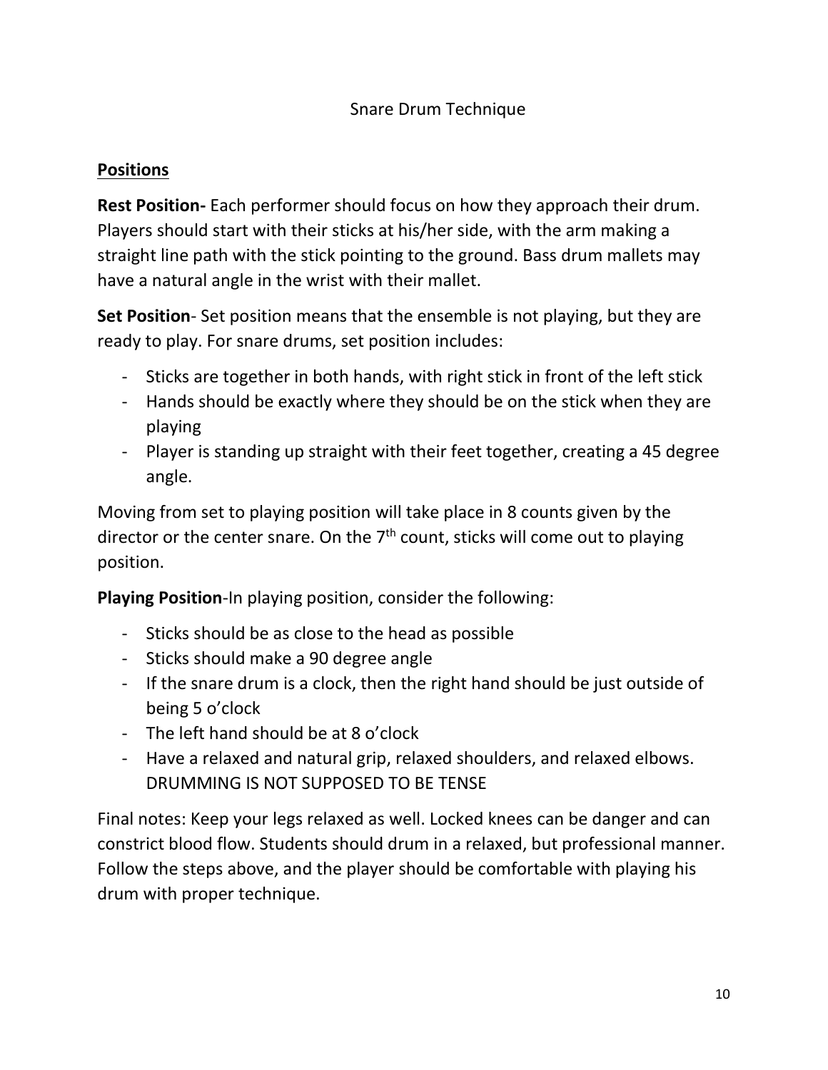# Snare Drum Technique

## Positions

**Rest Position-** Each performer should focus on how they approach their drum. Players should start with their sticks at his/her side, with the arm making a straight line path with the stick pointing to the ground. Bass drum mallets may have a natural angle in the wrist with their mallet.

**Set Position**- Set position means that the ensemble is not playing, but they are ready to play. For snare drums, set position includes:

- Sticks are together in both hands, with right stick in front of the left stick
- Hands should be exactly where they should be on the stick when they are playing
- Player is standing up straight with their feet together, creating a 45 degree angle.

Moving from set to playing position will take place in 8 counts given by the director or the center snare. On the 7th count, sticks will come out to playing position.

**Playing Position**-In playing position, consider the following:

- Sticks should be as close to the head as possible
- Sticks should make a 90 degree angle
- If the snare drum is a clock, then the right hand should be just outside of being 5 o'clock
- The left hand should be at 8 o'clock
- Have a relaxed and natural grip, relaxed shoulders, and relaxed elbows. DRUMMING IS NOT SUPPOSED TO BE TENSE

Final notes: Keep your legs relaxed as well. Locked knees can be danger and can constrict blood flow. Students should drum in a relaxed, but professional manner. Follow the steps above, and the player should be comfortable with playing his drum with proper technique.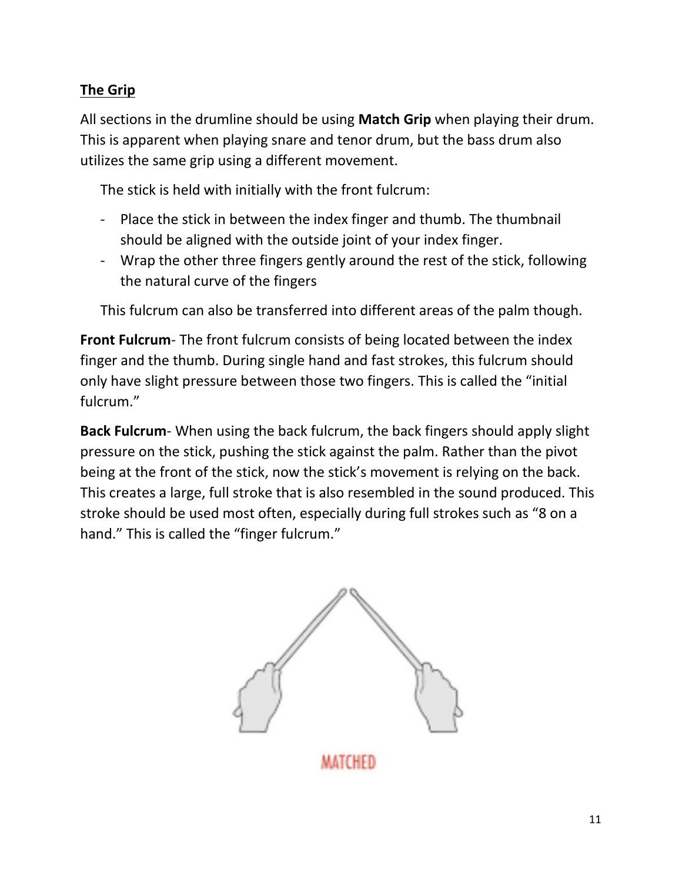## The Grip

All sections in the drumline should be using **Match Grip** when playing their drum. This is apparent when playing snare and tenor drum, but the bass drum also utilizes the same grip using a different movement.

The stick is held with initially with the front fulcrum:

- Place the stick in between the index finger and thumb. The thumbnail should be aligned with the outside joint of your index finger.
- Wrap the other three fingers gently around the rest of the stick, following the natural curve of the fingers

This fulcrum can also be transferred into different areas of the palm though.

**Front Fulcrum**- The front fulcrum consists of being located between the index finger and the thumb. During single hand and fast strokes, this fulcrum should only have slight pressure between those two fingers. This is called the "initial fulcrum."

**Back Fulcrum**- When using the back fulcrum, the back fingers should apply slight pressure on the stick, pushing the stick against the palm. Rather than the pivot being at the front of the stick, now the stick's movement is relying on the back. This creates a large, full stroke that is also resembled in the sound produced. This stroke should be used most often, especially during full strokes such as "8 on a hand." This is called the "finger fulcrum."

MATCHED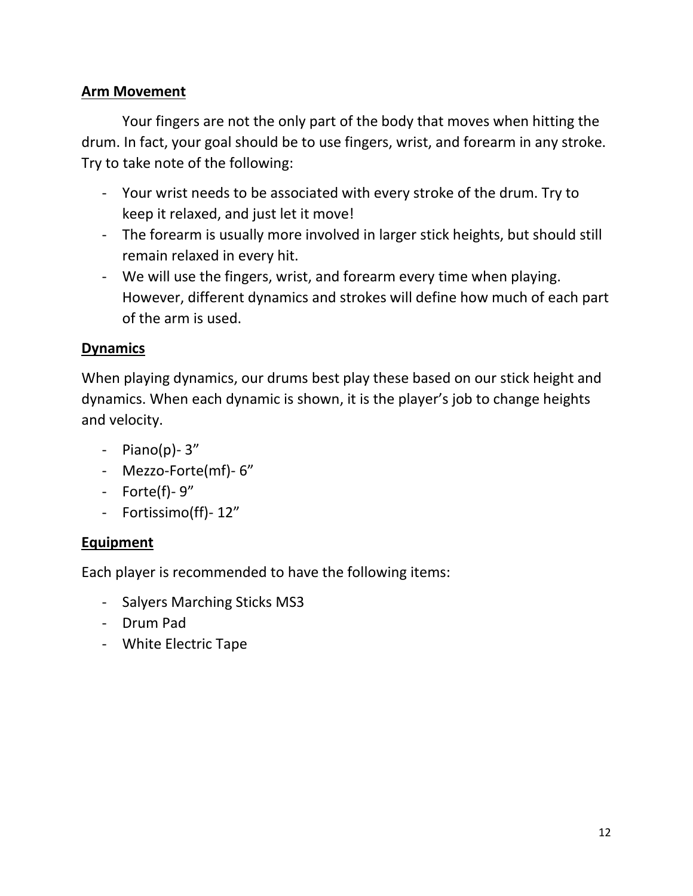## Arm Movement

Your fingers are not the only part of the body that moves when hitting the drum. In fact, your goal should be to use fingers, wrist, and forearm in any stroke. Try to take note of the following:

- Your wrist needs to be associated with every stroke of the drum. Try to keep it relaxed, and just let it move!
- The forearm is usually more involved in larger stick heights, but should still remain relaxed in every hit.
- We will use the fingers, wrist, and forearm every time when playing. However, different dynamics and strokes will define how much of each part of the arm is used.

## Dynamics

When playing dynamics, our drums best play these based on our stick height and dynamics. When each dynamic is shown, it is the player's job to change heights and velocity.

- Piano(p)- 3"
- Mezzo-Forte(mf)- 6"
- Forte(f)- 9"
- Fortissimo(ff)- 12"

## Equipment

Each player is recommended to have the following items:

- Salyers Marching Sticks MS3
- Drum Pad
- White Electric Tape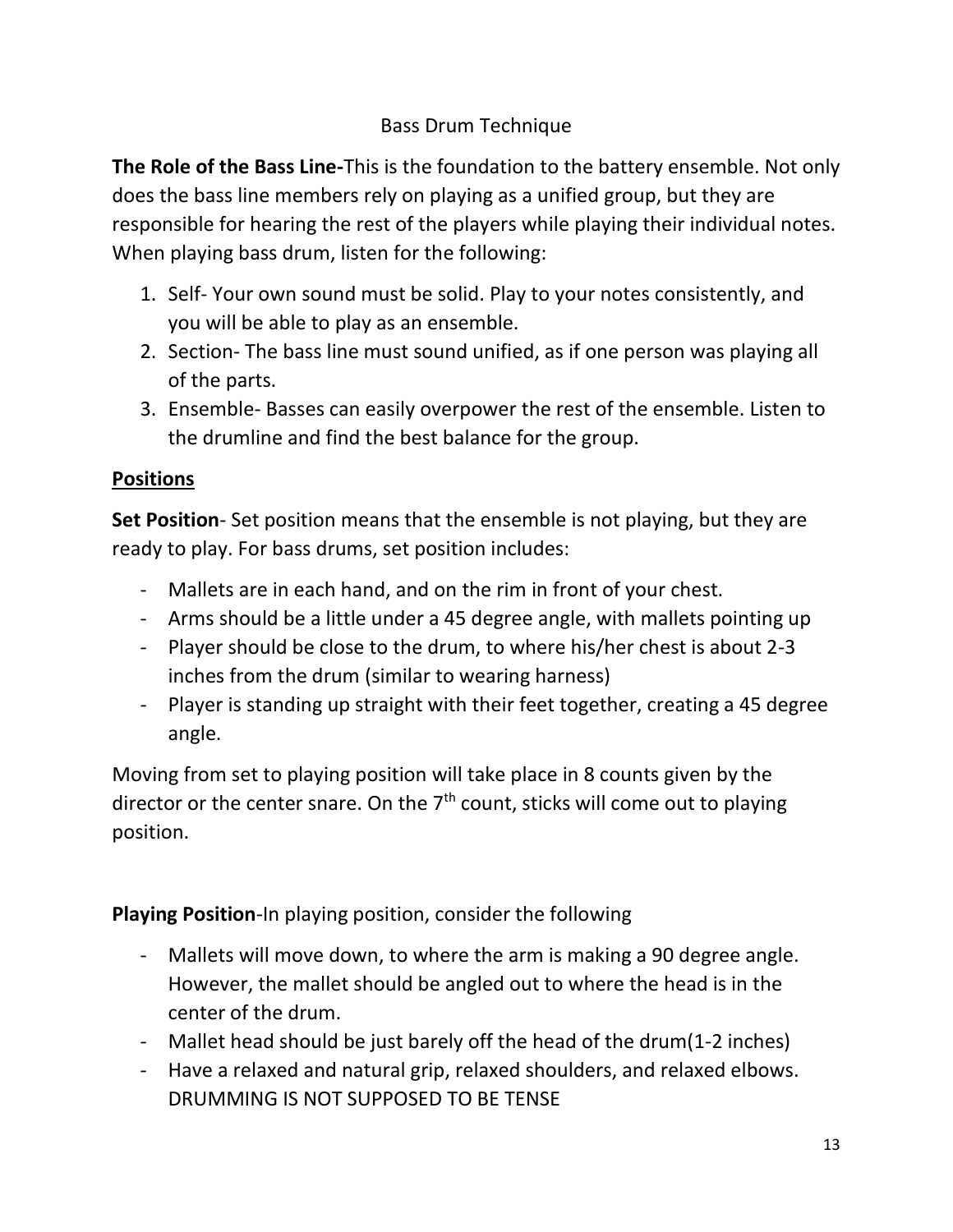# Bass Drum Technique

**The Role of the Bass Line-**This is the foundation to the battery ensemble. Not only does the bass line members rely on playing as a unified group, but they are responsible for hearing the rest of the players while playing their individual notes. When playing bass drum, listen for the following:

1. Self- Your own sound must be solid. Play to your notes consistently, and you will be able to play as an ensemble.
2. Section- The bass line must sound unified, as if one person was playing all of the parts.
3. Ensemble- Basses can easily overpower the rest of the ensemble. Listen to the drumline and find the best balance for the group.

## Positions

**Set Position**- Set position means that the ensemble is not playing, but they are ready to play. For bass drums, set position includes:

- Mallets are in each hand, and on the rim in front of your chest.
- Arms should be a little under a 45 degree angle, with mallets pointing up
- Player should be close to the drum, to where his/her chest is about 2-3 inches from the drum (similar to wearing harness)
- Player is standing up straight with their feet together, creating a 45 degree angle.

Moving from set to playing position will take place in 8 counts given by the director or the center snare. On the 7th count, sticks will come out to playing position.

**Playing Position**-In playing position, consider the following

- Mallets will move down, to where the arm is making a 90 degree angle. However, the mallet should be angled out to where the head is in the center of the drum.
- Mallet head should be just barely off the head of the drum(1-2 inches)
- Have a relaxed and natural grip, relaxed shoulders, and relaxed elbows. DRUMMING IS NOT SUPPOSED TO BE TENSE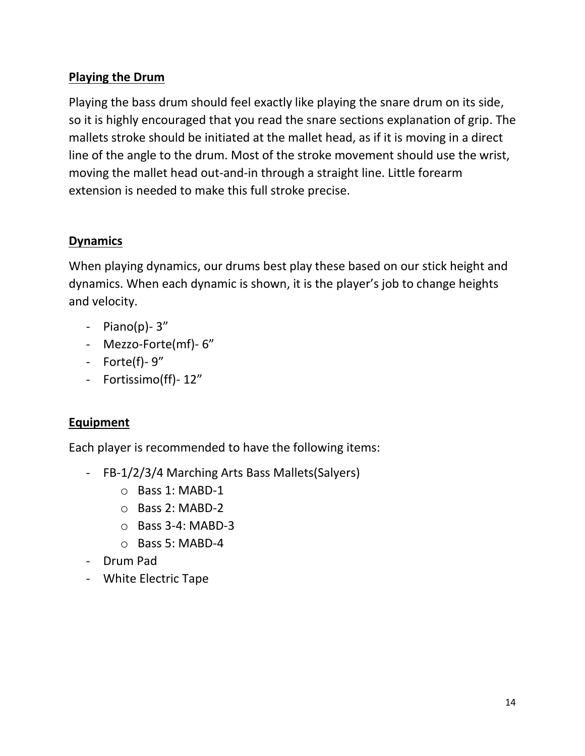## **Playing the Drum**

Playing the bass drum should feel exactly like playing the snare drum on its side, so it is highly encouraged that you read the snare sections explanation of grip. The mallets stroke should be initiated at the mallet head, as if it is moving in a direct line of the angle to the drum. Most of the stroke movement should use the wrist, moving the mallet head out-and-in through a straight line. Little forearm extension is needed to make this full stroke precise.

## **Dynamics**

When playing dynamics, our drums best play these based on our stick height and dynamics. When each dynamic is shown, it is the player's job to change heights and velocity.

- Piano(p)- 3"
- Mezzo-Forte(mf)- 6"
- Forte(f)- 9"
- Fortissimo(ff)- 12"

## **Equipment**

Each player is recommended to have the following items:

- FB-1/2/3/4 Marching Arts Bass Mallets(Salyers)
    - Bass 1: MABD-1
    - Bass 2: MABD-2
    - Bass 3-4: MABD-3
    - Bass 5: MABD-4
- Drum Pad
- White Electric Tape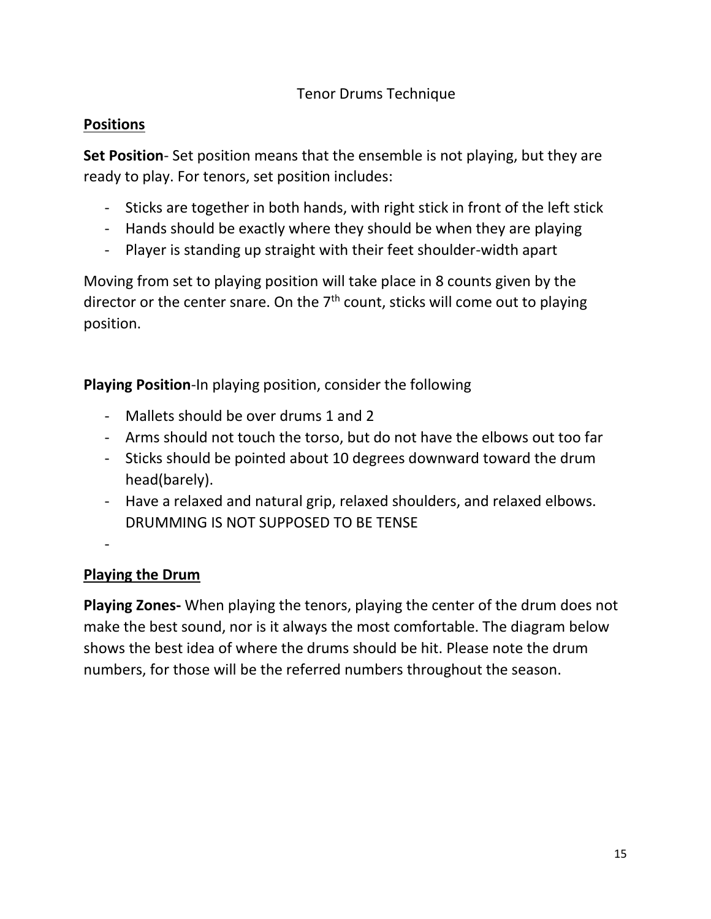# Tenor Drums Technique

## Positions

**Set Position**- Set position means that the ensemble is not playing, but they are ready to play. For tenors, set position includes:

- Sticks are together in both hands, with right stick in front of the left stick
- Hands should be exactly where they should be when they are playing
- Player is standing up straight with their feet shoulder-width apart

Moving from set to playing position will take place in 8 counts given by the director or the center snare. On the 7th count, sticks will come out to playing position.

**Playing Position**-In playing position, consider the following

- Mallets should be over drums 1 and 2
- Arms should not touch the torso, but do not have the elbows out too far
- Sticks should be pointed about 10 degrees downward toward the drum head(barely).
- Have a relaxed and natural grip, relaxed shoulders, and relaxed elbows. DRUMMING IS NOT SUPPOSED TO BE TENSE
- 

## Playing the Drum

**Playing Zones-** When playing the tenors, playing the center of the drum does not make the best sound, nor is it always the most comfortable. The diagram below shows the best idea of where the drums should be hit. Please note the drum numbers, for those will be the referred numbers throughout the season.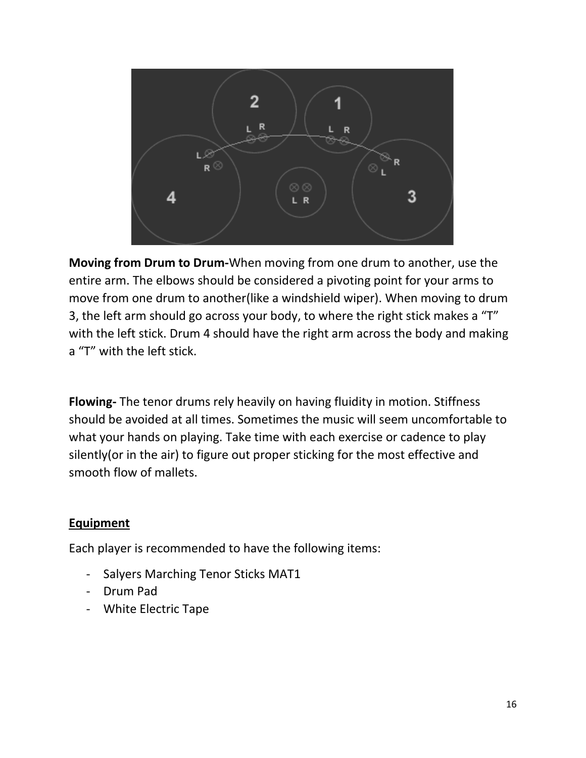**Moving from Drum to Drum-**When moving from one drum to another, use the entire arm. The elbows should be considered a pivoting point for your arms to move from one drum to another(like a windshield wiper). When moving to drum 3, the left arm should go across your body, to where the right stick makes a "T" with the left stick. Drum 4 should have the right arm across the body and making a "T" with the left stick.

**Flowing-** The tenor drums rely heavily on having fluidity in motion. Stiffness should be avoided at all times. Sometimes the music will seem uncomfortable to what your hands on playing. Take time with each exercise or cadence to play silently(or in the air) to figure out proper sticking for the most effective and smooth flow of mallets.

## <u>Equipment</u>

Each player is recommended to have the following items:

- Salyers Marching Tenor Sticks MAT1
- Drum Pad
- White Electric Tape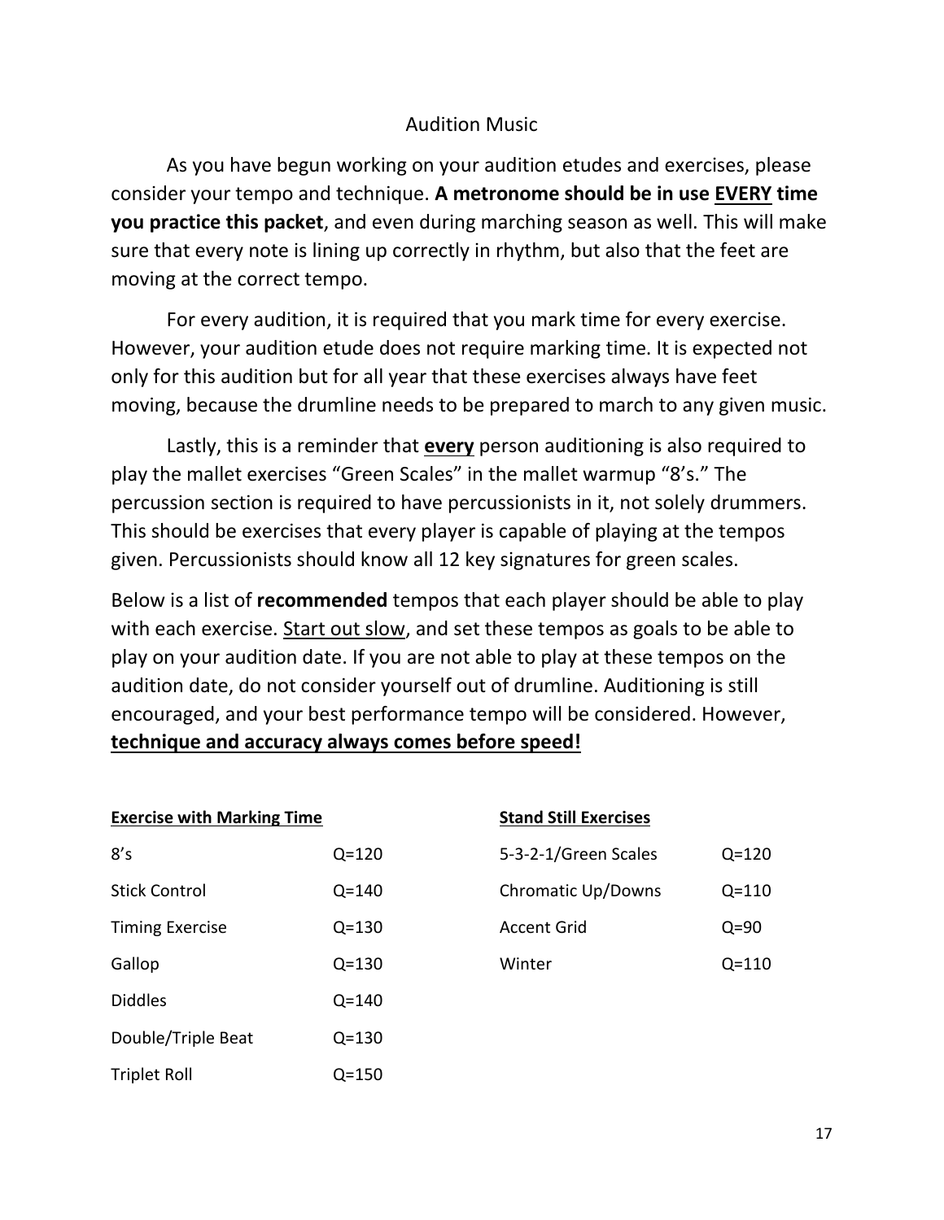# Audition Music

As you have begun working on your audition etudes and exercises, please consider your tempo and technique. **A metronome should be in use <u>EVERY</u> time you practice this packet**, and even during marching season as well. This will make sure that every note is lining up correctly in rhythm, but also that the feet are moving at the correct tempo.

For every audition, it is required that you mark time for every exercise. However, your audition etude does not require marking time. It is expected not only for this audition but for all year that these exercises always have feet moving, because the drumline needs to be prepared to march to any given music.

Lastly, this is a reminder that <u>**every**</u> person auditioning is also required to play the mallet exercises "Green Scales" in the mallet warmup "8's." The percussion section is required to have percussionists in it, not solely drummers. This should be exercises that every player is capable of playing at the tempos given. Percussionists should know all 12 key signatures for green scales.

Below is a list of **recommended** tempos that each player should be able to play with each exercise. <u>Start out slow</u>, and set these tempos as goals to be able to play on your audition date. If you are not able to play at these tempos on the audition date, do not consider yourself out of drumline. Auditioning is still encouraged, and your best performance tempo will be considered. However, <u>**technique and accuracy always comes before speed!**</u>

| **Exercise with Marking Time** | |
|---|---|
| 8's | Q=120 |
| Stick Control | Q=140 |
| Timing Exercise | Q=130 |
| Gallop | Q=130 |
| Diddles | Q=140 |
| Double/Triple Beat | Q=130 |
| Triplet Roll | Q=150 |

| **Stand Still Exercises** | |
|---|---|
| 5-3-2-1/Green Scales | Q=120 |
| Chromatic Up/Downs | Q=110 |
| Accent Grid | Q=90 |
| Winter | Q=110 |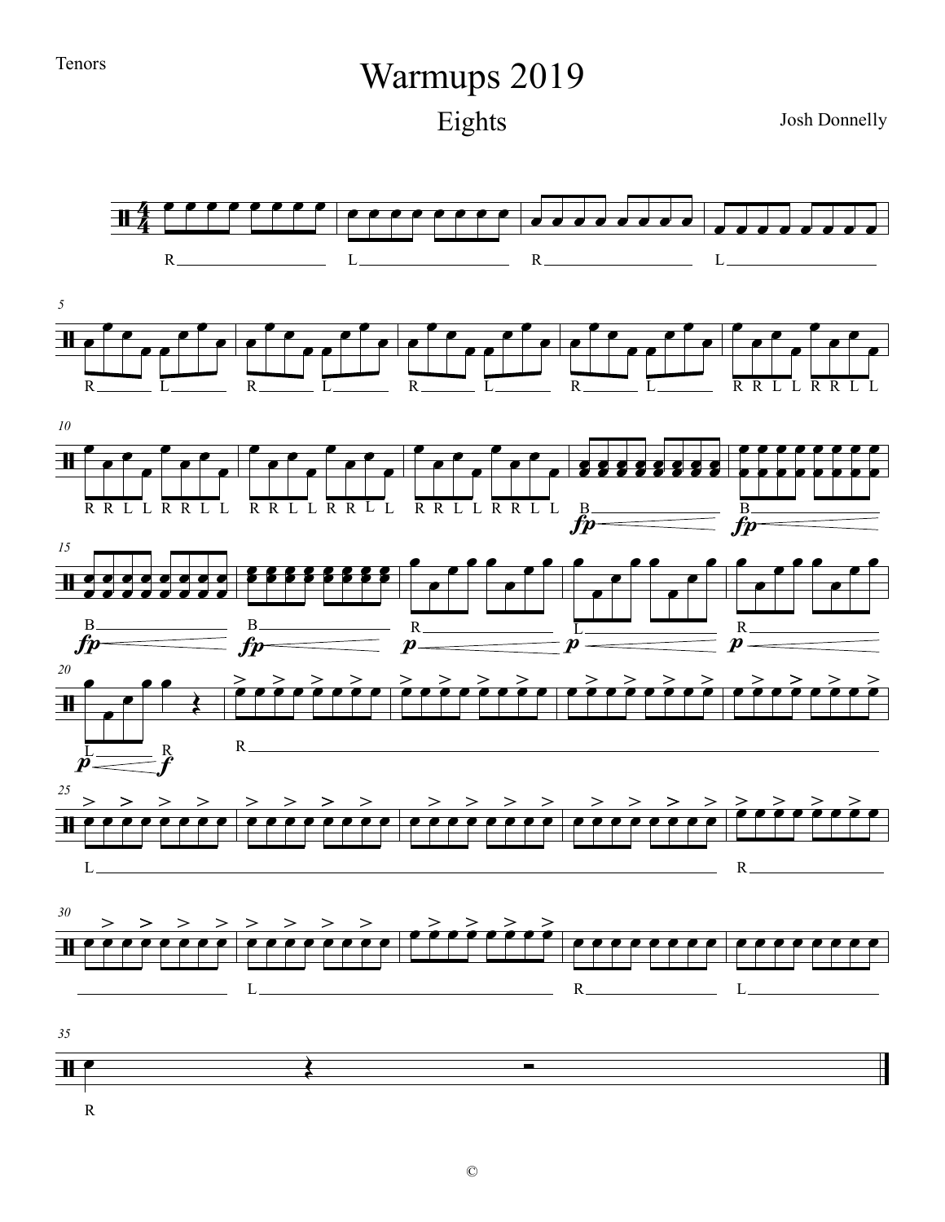Tenors

# Warmups 2019

## Eights

Josh Donnelly

©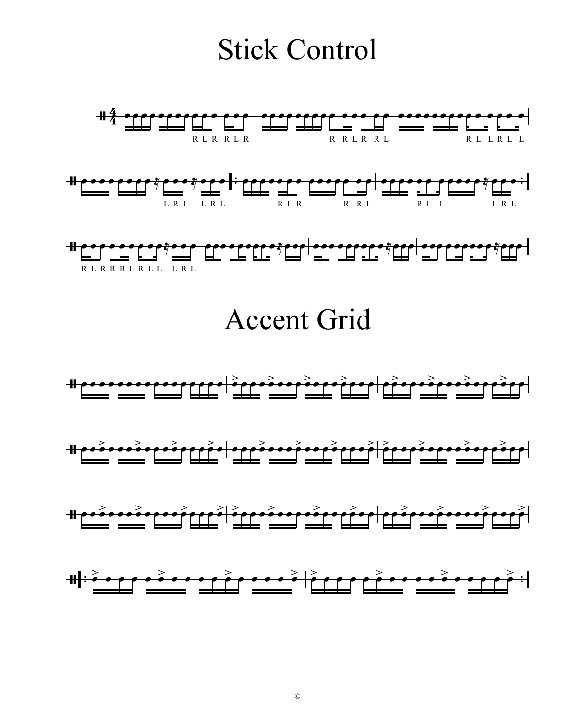# Stick Control

# Accent Grid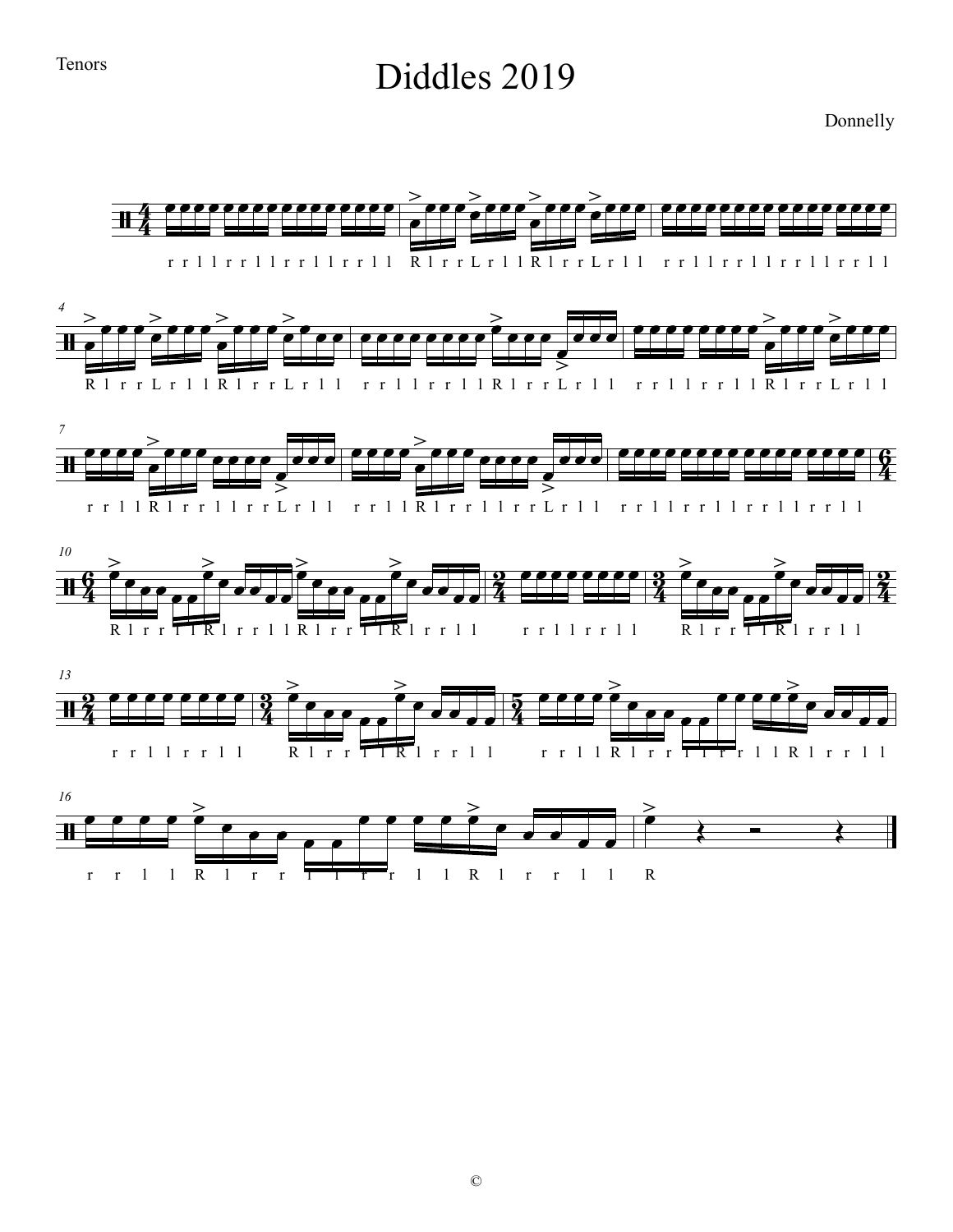Tenors

# Diddles 2019

Donnelly

©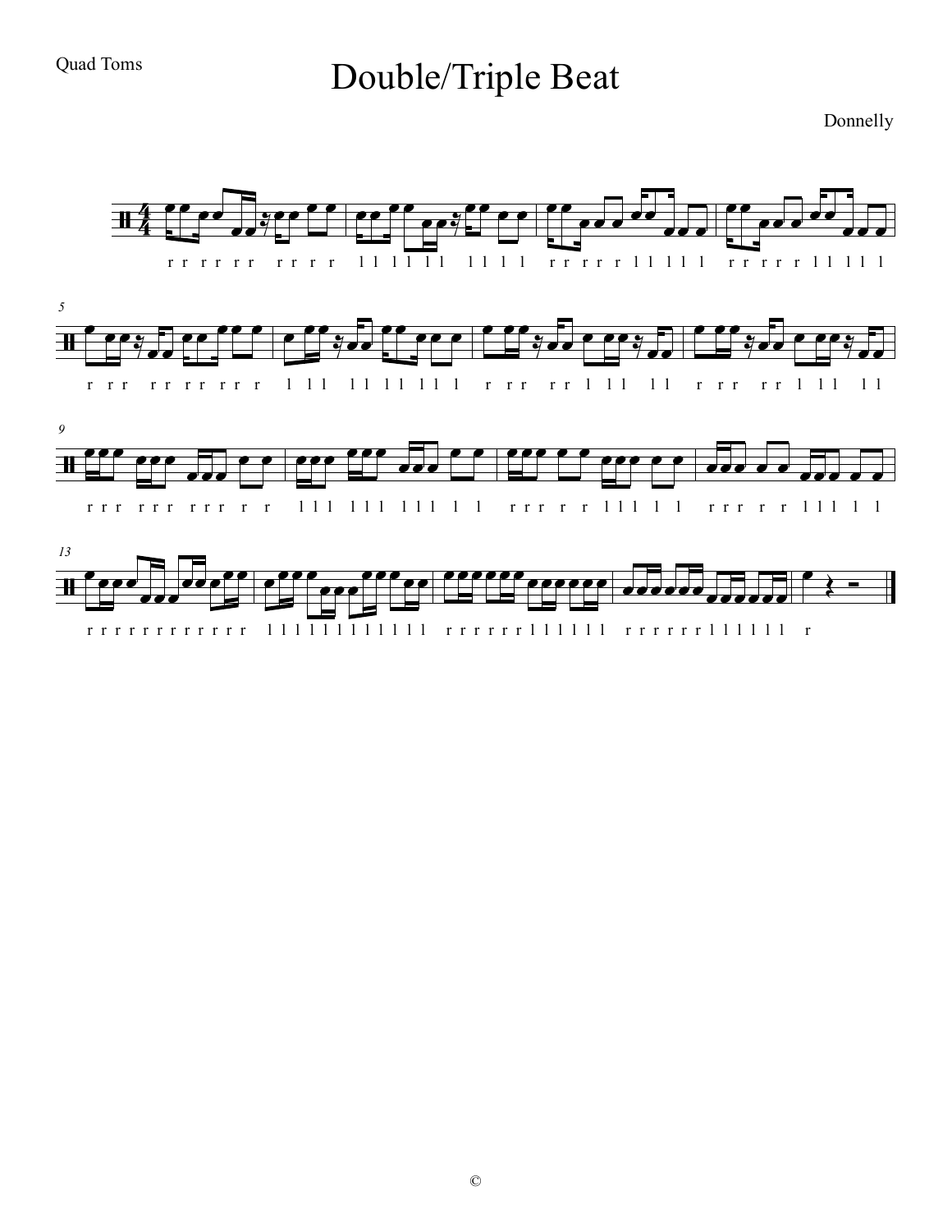Quad Toms

# Double/Triple Beat

Donnelly

©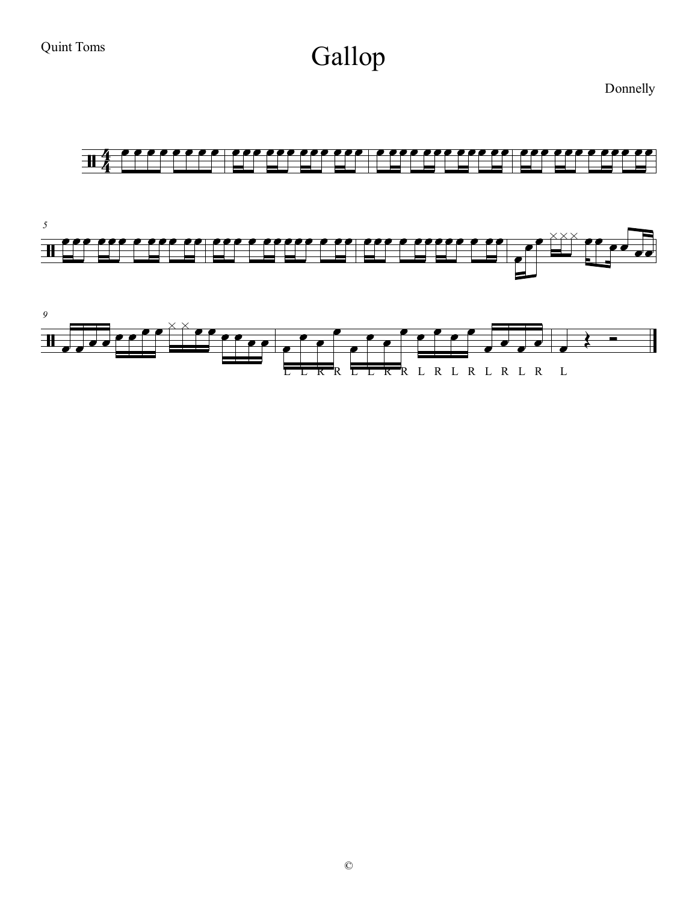Quint Toms

# Gallop

Donnelly

©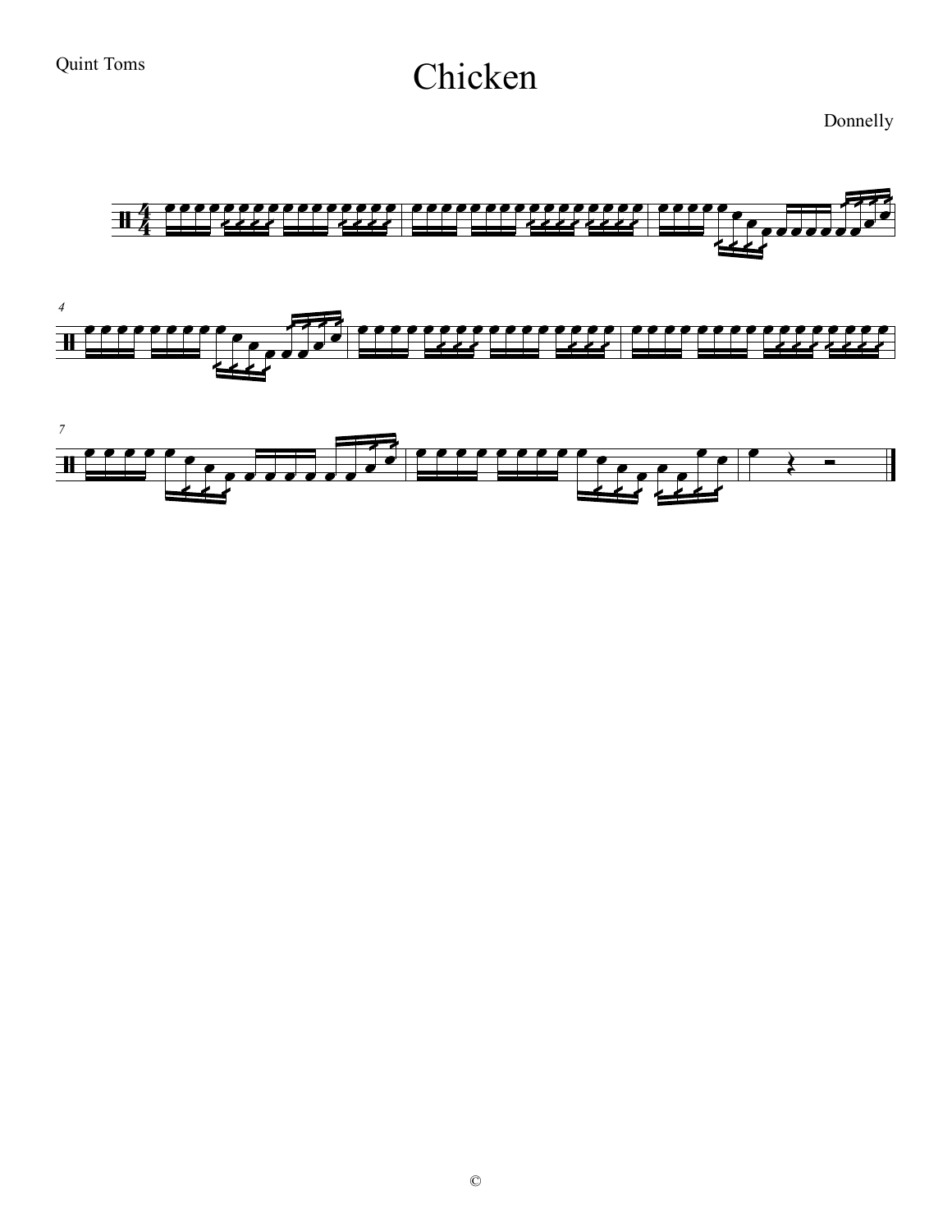Quint Toms

# Chicken

Donnelly

©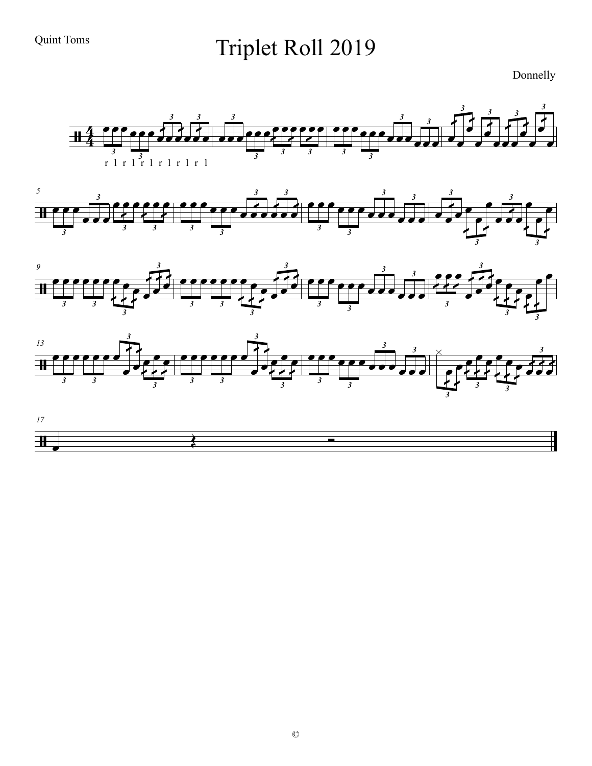Quint Toms

# Triplet Roll 2019

Donnelly

r l r l r l r l r l r l

©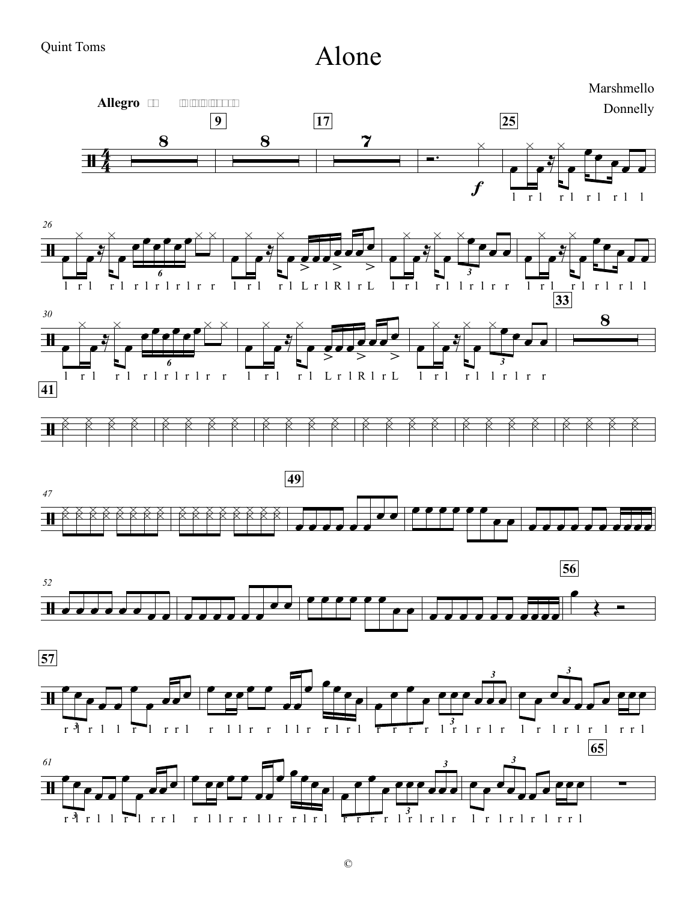Quint Toms

# Alone

Marshmello

Donnelly

**Allegro**